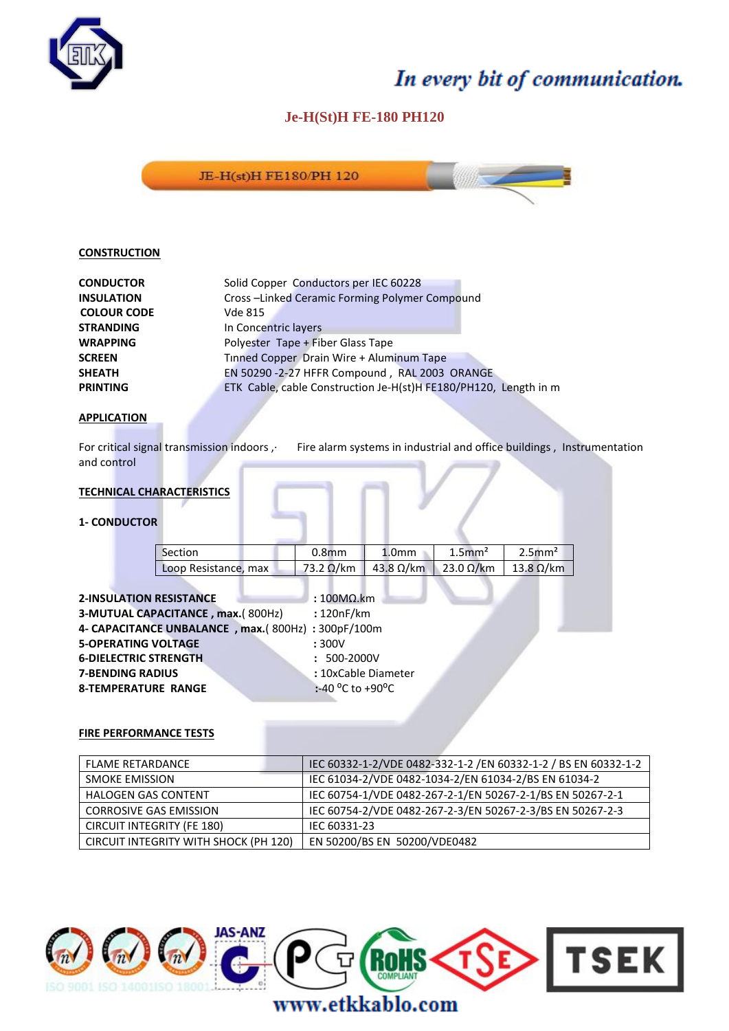*In every bit of communication.*

# Je-H(St)H FE-180 PH120

## CONSTRUCTION

| | |
|---|---|
| **CONDUCTOR** | Solid Copper Conductors per IEC 60228 |
| **INSULATION** | Cross –Linked Ceramic Forming Polymer Compound |
| **COLOUR CODE** | Vde 815 |
| **STRANDING** | In Concentric layers |
| **WRAPPING** | Polyester Tape + Fiber Glass Tape |
| **SCREEN** | Tinned Copper Drain Wire + Aluminum Tape |
| **SHEATH** | EN 50290 -2-27 HFFR Compound , RAL 2003 ORANGE |
| **PRINTING** | ETK Cable, cable Construction Je-H(st)H FE180/PH120, Length in m |

## APPLICATION

For critical signal transmission indoors ,· Fire alarm systems in industrial and office buildings , Instrumentation and control

## TECHNICAL CHARACTERISTICS

### 1- CONDUCTOR

| Section | 0.8mm | 1.0mm | 1.5mm² | 2.5mm² |
|---|---|---|---|---|
| Loop Resistance, max | 73.2 Ω/km | 43.8 Ω/km | 23.0 Ω/km | 13.8 Ω/km |

**2-INSULATION RESISTANCE** : 100MΩ.km
**3-MUTUAL CAPACITANCE , max.**( 800Hz) : 120nF/km
**4- CAPACITANCE UNBALANCE , max.**( 800Hz) : 300pF/100m
**5-OPERATING VOLTAGE** : 300V
**6-DIELECTRIC STRENGTH** : 500-2000V
**7-BENDING RADIUS** : 10xCable Diameter
**8-TEMPERATURE RANGE** : -40 ⁰C to +90⁰C

## FIRE PERFORMANCE TESTS

| | |
|---|---|
| FLAME RETARDANCE | IEC 60332-1-2/VDE 0482-332-1-2 /EN 60332-1-2 / BS EN 60332-1-2 |
| SMOKE EMISSION | IEC 61034-2/VDE 0482-1034-2/EN 61034-2/BS EN 61034-2 |
| HALOGEN GAS CONTENT | IEC 60754-1/VDE 0482-267-2-1/EN 50267-2-1/BS EN 50267-2-1 |
| CORROSIVE GAS EMISSION | IEC 60754-2/VDE 0482-267-2-3/EN 50267-2-3/BS EN 50267-2-3 |
| CIRCUIT INTEGRITY (FE 180) | IEC 60331-23 |
| CIRCUIT INTEGRITY WITH SHOCK (PH 120) | EN 50200/BS EN 50200/VDE0482 |

ISO 9001 ISO 14001 ISO 18001

www.etkkablo.com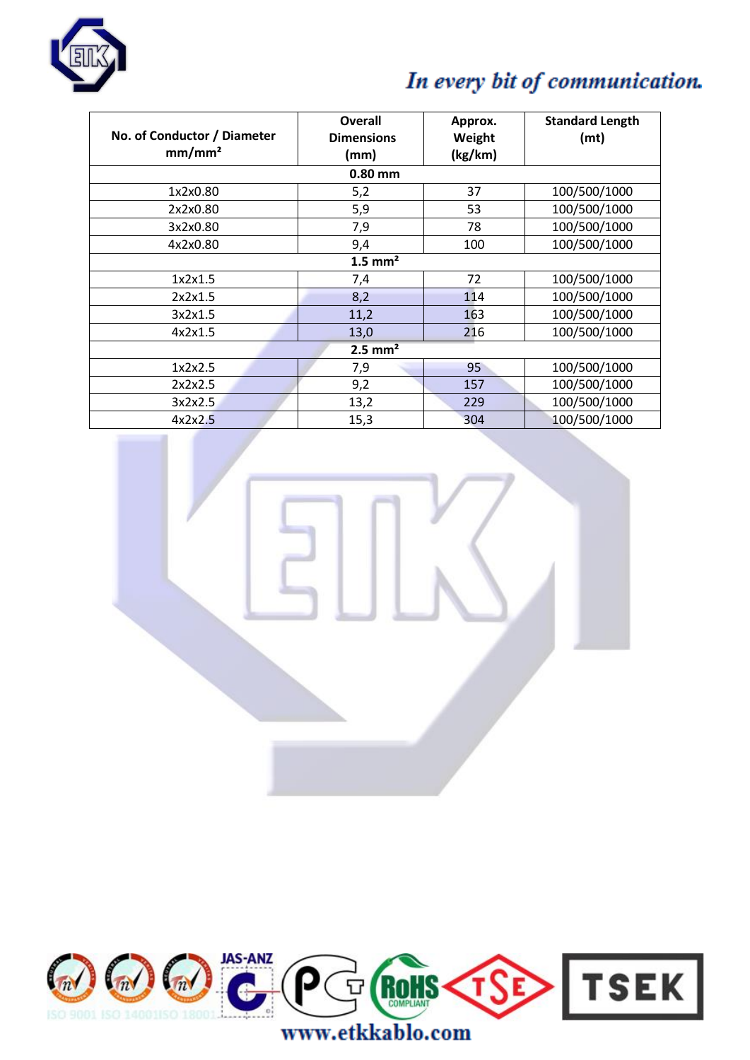| No. of Conductor / Diameter mm/mm² | Overall Dimensions (mm) | Approx. Weight (kg/km) | Standard Length (mt) |
|---|---|---|---|
| **0.80 mm** | | | |
| 1x2x0.80 | 5,2 | 37 | 100/500/1000 |
| 2x2x0.80 | 5,9 | 53 | 100/500/1000 |
| 3x2x0.80 | 7,9 | 78 | 100/500/1000 |
| 4x2x0.80 | 9,4 | 100 | 100/500/1000 |
| **1.5 mm²** | | | |
| 1x2x1.5 | 7,4 | 72 | 100/500/1000 |
| 2x2x1.5 | 8,2 | 114 | 100/500/1000 |
| 3x2x1.5 | 11,2 | 163 | 100/500/1000 |
| 4x2x1.5 | 13,0 | 216 | 100/500/1000 |
| **2.5 mm²** | | | |
| 1x2x2.5 | 7,9 | 95 | 100/500/1000 |
| 2x2x2.5 | 9,2 | 157 | 100/500/1000 |
| 3x2x2.5 | 13,2 | 229 | 100/500/1000 |
| 4x2x2.5 | 15,3 | 304 | 100/500/1000 |